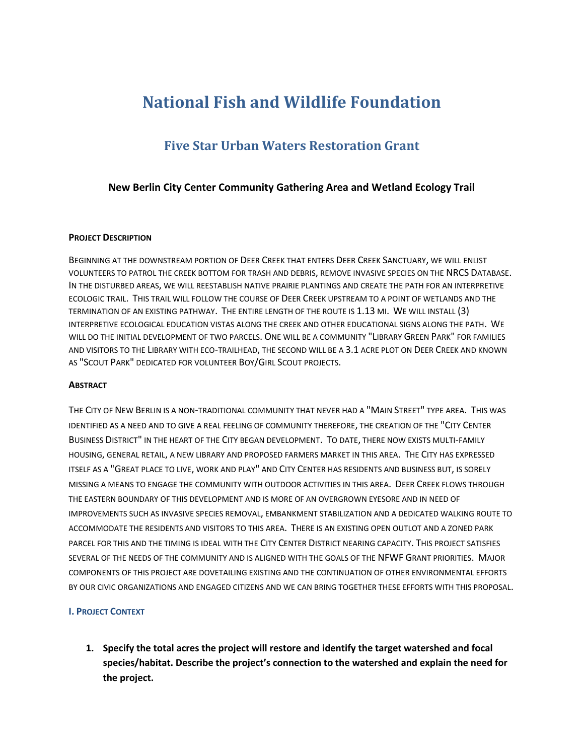# National Fish and Wildlife Foundation

## Five Star Urban Waters Restoration Grant

### New Berlin City Center Community Gathering Area and Wetland Ecology Trail

**PROJECT DESCRIPTION**

BEGINNING AT THE DOWNSTREAM PORTION OF DEER CREEK THAT ENTERS DEER CREEK SANCTUARY, WE WILL ENLIST VOLUNTEERS TO PATROL THE CREEK BOTTOM FOR TRASH AND DEBRIS, REMOVE INVASIVE SPECIES ON THE NRCS DATABASE. IN THE DISTURBED AREAS, WE WILL REESTABLISH NATIVE PRAIRIE PLANTINGS AND CREATE THE PATH FOR AN INTERPRETIVE ECOLOGIC TRAIL. THIS TRAIL WILL FOLLOW THE COURSE OF DEER CREEK UPSTREAM TO A POINT OF WETLANDS AND THE TERMINATION OF AN EXISTING PATHWAY. THE ENTIRE LENGTH OF THE ROUTE IS 1.13 MI. WE WILL INSTALL (3) INTERPRETIVE ECOLOGICAL EDUCATION VISTAS ALONG THE CREEK AND OTHER EDUCATIONAL SIGNS ALONG THE PATH. WE WILL DO THE INITIAL DEVELOPMENT OF TWO PARCELS. ONE WILL BE A COMMUNITY "LIBRARY GREEN PARK" FOR FAMILIES AND VISITORS TO THE LIBRARY WITH ECO-TRAILHEAD, THE SECOND WILL BE A 3.1 ACRE PLOT ON DEER CREEK AND KNOWN AS "SCOUT PARK" DEDICATED FOR VOLUNTEER BOY/GIRL SCOUT PROJECTS.

**ABSTRACT**

THE CITY OF NEW BERLIN IS A NON-TRADITIONAL COMMUNITY THAT NEVER HAD A "MAIN STREET" TYPE AREA. THIS WAS IDENTIFIED AS A NEED AND TO GIVE A REAL FEELING OF COMMUNITY THEREFORE, THE CREATION OF THE "CITY CENTER BUSINESS DISTRICT" IN THE HEART OF THE CITY BEGAN DEVELOPMENT. TO DATE, THERE NOW EXISTS MULTI-FAMILY HOUSING, GENERAL RETAIL, A NEW LIBRARY AND PROPOSED FARMERS MARKET IN THIS AREA. THE CITY HAS EXPRESSED ITSELF AS A "GREAT PLACE TO LIVE, WORK AND PLAY" AND CITY CENTER HAS RESIDENTS AND BUSINESS BUT, IS SORELY MISSING A MEANS TO ENGAGE THE COMMUNITY WITH OUTDOOR ACTIVITIES IN THIS AREA. DEER CREEK FLOWS THROUGH THE EASTERN BOUNDARY OF THIS DEVELOPMENT AND IS MORE OF AN OVERGROWN EYESORE AND IN NEED OF IMPROVEMENTS SUCH AS INVASIVE SPECIES REMOVAL, EMBANKMENT STABILIZATION AND A DEDICATED WALKING ROUTE TO ACCOMMODATE THE RESIDENTS AND VISITORS TO THIS AREA. THERE IS AN EXISTING OPEN OUTLOT AND A ZONED PARK PARCEL FOR THIS AND THE TIMING IS IDEAL WITH THE CITY CENTER DISTRICT NEARING CAPACITY. THIS PROJECT SATISFIES SEVERAL OF THE NEEDS OF THE COMMUNITY AND IS ALIGNED WITH THE GOALS OF THE NFWF GRANT PRIORITIES. MAJOR COMPONENTS OF THIS PROJECT ARE DOVETAILING EXISTING AND THE CONTINUATION OF OTHER ENVIRONMENTAL EFFORTS BY OUR CIVIC ORGANIZATIONS AND ENGAGED CITIZENS AND WE CAN BRING TOGETHER THESE EFFORTS WITH THIS PROPOSAL.

**I. PROJECT CONTEXT**

1. **Specify the total acres the project will restore and identify the target watershed and focal species/habitat. Describe the project's connection to the watershed and explain the need for the project.**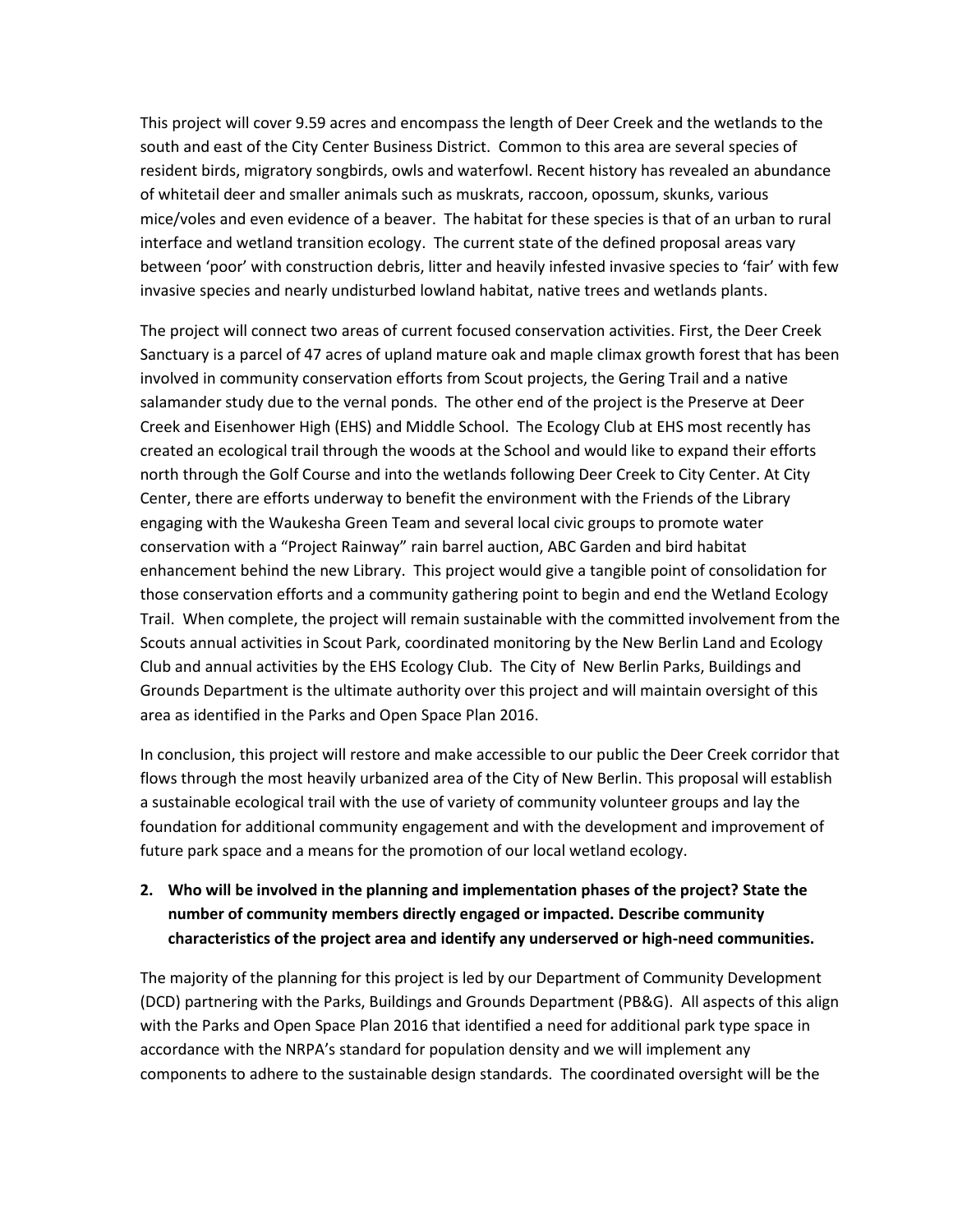This project will cover 9.59 acres and encompass the length of Deer Creek and the wetlands to the south and east of the City Center Business District. Common to this area are several species of resident birds, migratory songbirds, owls and waterfowl. Recent history has revealed an abundance of whitetail deer and smaller animals such as muskrats, raccoon, opossum, skunks, various mice/voles and even evidence of a beaver. The habitat for these species is that of an urban to rural interface and wetland transition ecology. The current state of the defined proposal areas vary between 'poor' with construction debris, litter and heavily infested invasive species to 'fair' with few invasive species and nearly undisturbed lowland habitat, native trees and wetlands plants.

The project will connect two areas of current focused conservation activities. First, the Deer Creek Sanctuary is a parcel of 47 acres of upland mature oak and maple climax growth forest that has been involved in community conservation efforts from Scout projects, the Gering Trail and a native salamander study due to the vernal ponds. The other end of the project is the Preserve at Deer Creek and Eisenhower High (EHS) and Middle School. The Ecology Club at EHS most recently has created an ecological trail through the woods at the School and would like to expand their efforts north through the Golf Course and into the wetlands following Deer Creek to City Center. At City Center, there are efforts underway to benefit the environment with the Friends of the Library engaging with the Waukesha Green Team and several local civic groups to promote water conservation with a "Project Rainway" rain barrel auction, ABC Garden and bird habitat enhancement behind the new Library. This project would give a tangible point of consolidation for those conservation efforts and a community gathering point to begin and end the Wetland Ecology Trail. When complete, the project will remain sustainable with the committed involvement from the Scouts annual activities in Scout Park, coordinated monitoring by the New Berlin Land and Ecology Club and annual activities by the EHS Ecology Club. The City of New Berlin Parks, Buildings and Grounds Department is the ultimate authority over this project and will maintain oversight of this area as identified in the Parks and Open Space Plan 2016.

In conclusion, this project will restore and make accessible to our public the Deer Creek corridor that flows through the most heavily urbanized area of the City of New Berlin. This proposal will establish a sustainable ecological trail with the use of variety of community volunteer groups and lay the foundation for additional community engagement and with the development and improvement of future park space and a means for the promotion of our local wetland ecology.

2. **Who will be involved in the planning and implementation phases of the project? State the number of community members directly engaged or impacted. Describe community characteristics of the project area and identify any underserved or high-need communities.**

The majority of the planning for this project is led by our Department of Community Development (DCD) partnering with the Parks, Buildings and Grounds Department (PB&G). All aspects of this align with the Parks and Open Space Plan 2016 that identified a need for additional park type space in accordance with the NRPA's standard for population density and we will implement any components to adhere to the sustainable design standards. The coordinated oversight will be the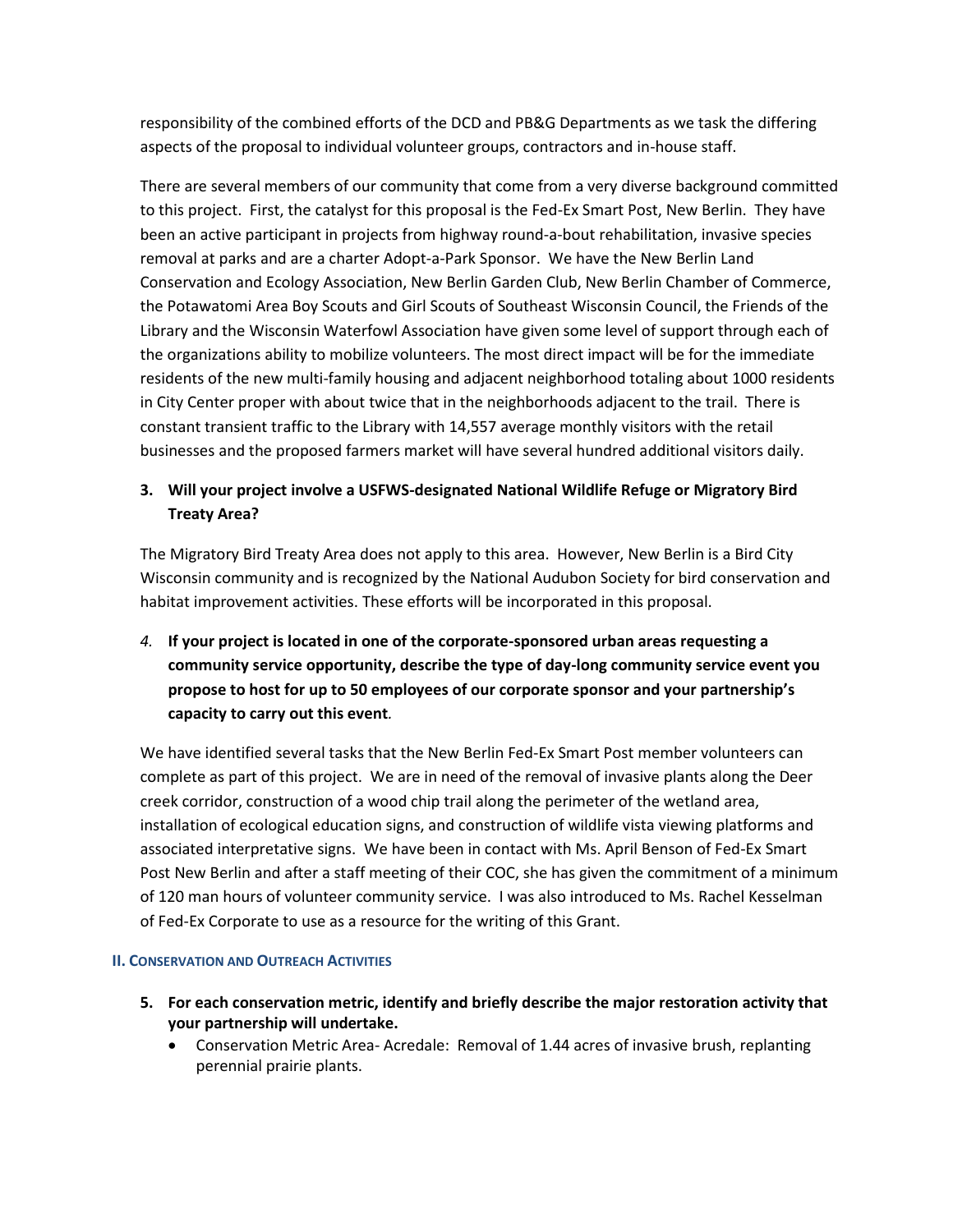responsibility of the combined efforts of the DCD and PB&G Departments as we task the differing aspects of the proposal to individual volunteer groups, contractors and in-house staff.

There are several members of our community that come from a very diverse background committed to this project. First, the catalyst for this proposal is the Fed-Ex Smart Post, New Berlin. They have been an active participant in projects from highway round-a-bout rehabilitation, invasive species removal at parks and are a charter Adopt-a-Park Sponsor. We have the New Berlin Land Conservation and Ecology Association, New Berlin Garden Club, New Berlin Chamber of Commerce, the Potawatomi Area Boy Scouts and Girl Scouts of Southeast Wisconsin Council, the Friends of the Library and the Wisconsin Waterfowl Association have given some level of support through each of the organizations ability to mobilize volunteers. The most direct impact will be for the immediate residents of the new multi-family housing and adjacent neighborhood totaling about 1000 residents in City Center proper with about twice that in the neighborhoods adjacent to the trail. There is constant transient traffic to the Library with 14,557 average monthly visitors with the retail businesses and the proposed farmers market will have several hundred additional visitors daily.

3. **Will your project involve a USFWS-designated National Wildlife Refuge or Migratory Bird Treaty Area?**

The Migratory Bird Treaty Area does not apply to this area. However, New Berlin is a Bird City Wisconsin community and is recognized by the National Audubon Society for bird conservation and habitat improvement activities. These efforts will be incorporated in this proposal.

4. ***If your project is located in one of the corporate-sponsored urban areas requesting a community service opportunity, describe the type of day-long community service event you propose to host for up to 50 employees of our corporate sponsor and your partnership's capacity to carry out this event.***

We have identified several tasks that the New Berlin Fed-Ex Smart Post member volunteers can complete as part of this project. We are in need of the removal of invasive plants along the Deer creek corridor, construction of a wood chip trail along the perimeter of the wetland area, installation of ecological education signs, and construction of wildlife vista viewing platforms and associated interpretative signs. We have been in contact with Ms. April Benson of Fed-Ex Smart Post New Berlin and after a staff meeting of their COC, she has given the commitment of a minimum of 120 man hours of volunteer community service. I was also introduced to Ms. Rachel Kesselman of Fed-Ex Corporate to use as a resource for the writing of this Grant.

## II. Conservation and Outreach Activities

5. **For each conservation metric, identify and briefly describe the major restoration activity that your partnership will undertake.**
   - Conservation Metric Area- Acredale: Removal of 1.44 acres of invasive brush, replanting perennial prairie plants.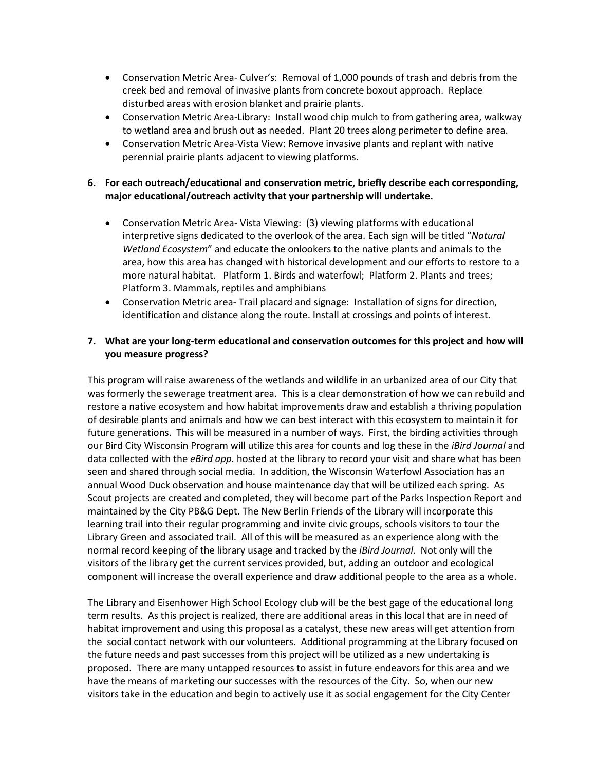- Conservation Metric Area- Culver's: Removal of 1,000 pounds of trash and debris from the creek bed and removal of invasive plants from concrete boxout approach. Replace disturbed areas with erosion blanket and prairie plants.
- Conservation Metric Area-Library: Install wood chip mulch to from gathering area, walkway to wetland area and brush out as needed. Plant 20 trees along perimeter to define area.
- Conservation Metric Area-Vista View: Remove invasive plants and replant with native perennial prairie plants adjacent to viewing platforms.

**6. For each outreach/educational and conservation metric, briefly describe each corresponding, major educational/outreach activity that your partnership will undertake.**

- Conservation Metric Area- Vista Viewing: (3) viewing platforms with educational interpretive signs dedicated to the overlook of the area. Each sign will be titled "*Natural Wetland Ecosystem*" and educate the onlookers to the native plants and animals to the area, how this area has changed with historical development and our efforts to restore to a more natural habitat. Platform 1. Birds and waterfowl; Platform 2. Plants and trees; Platform 3. Mammals, reptiles and amphibians
- Conservation Metric area- Trail placard and signage: Installation of signs for direction, identification and distance along the route. Install at crossings and points of interest.

**7. What are your long-term educational and conservation outcomes for this project and how will you measure progress?**

This program will raise awareness of the wetlands and wildlife in an urbanized area of our City that was formerly the sewerage treatment area. This is a clear demonstration of how we can rebuild and restore a native ecosystem and how habitat improvements draw and establish a thriving population of desirable plants and animals and how we can best interact with this ecosystem to maintain it for future generations. This will be measured in a number of ways. First, the birding activities through our Bird City Wisconsin Program will utilize this area for counts and log these in the *iBird Journal* and data collected with the *eBird app.* hosted at the library to record your visit and share what has been seen and shared through social media. In addition, the Wisconsin Waterfowl Association has an annual Wood Duck observation and house maintenance day that will be utilized each spring. As Scout projects are created and completed, they will become part of the Parks Inspection Report and maintained by the City PB&G Dept. The New Berlin Friends of the Library will incorporate this learning trail into their regular programming and invite civic groups, schools visitors to tour the Library Green and associated trail. All of this will be measured as an experience along with the normal record keeping of the library usage and tracked by the *iBird Journal*. Not only will the visitors of the library get the current services provided, but, adding an outdoor and ecological component will increase the overall experience and draw additional people to the area as a whole.

The Library and Eisenhower High School Ecology club will be the best gage of the educational long term results. As this project is realized, there are additional areas in this local that are in need of habitat improvement and using this proposal as a catalyst, these new areas will get attention from the social contact network with our volunteers. Additional programming at the Library focused on the future needs and past successes from this project will be utilized as a new undertaking is proposed. There are many untapped resources to assist in future endeavors for this area and we have the means of marketing our successes with the resources of the City. So, when our new visitors take in the education and begin to actively use it as social engagement for the City Center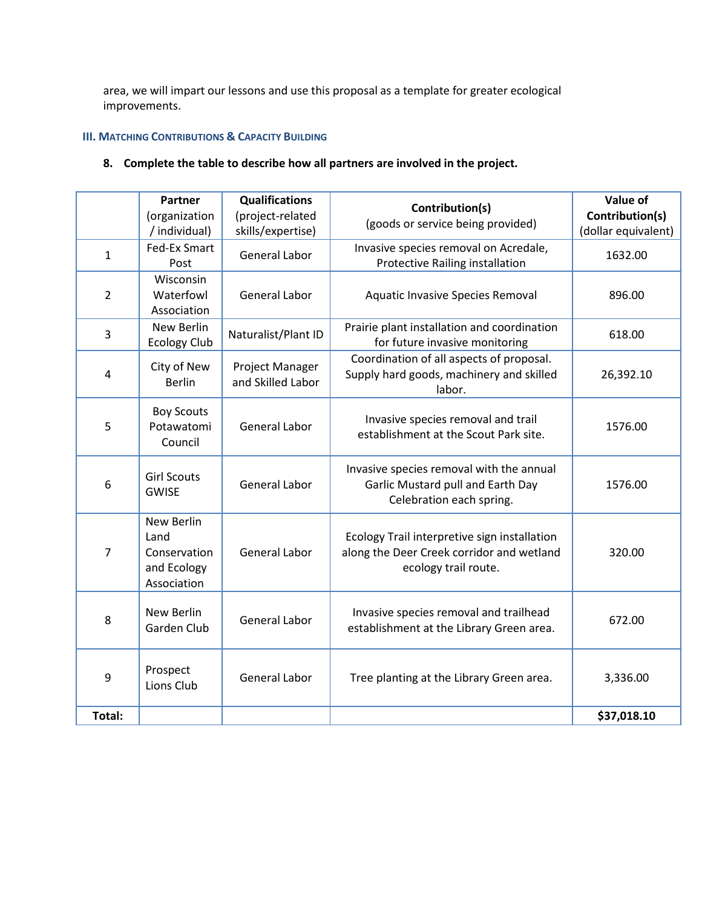area, we will impart our lessons and use this proposal as a template for greater ecological improvements.

### III. Matching Contributions & Capacity Building

**8. Complete the table to describe how all partners are involved in the project.**

| | **Partner** (organization / individual) | **Qualifications** (project-related skills/expertise) | **Contribution(s)** (goods or service being provided) | **Value of Contribution(s)** (dollar equivalent) |
|---|---|---|---|---|
| 1 | Fed-Ex Smart Post | General Labor | Invasive species removal on Acredale, Protective Railing installation | 1632.00 |
| 2 | Wisconsin Waterfowl Association | General Labor | Aquatic Invasive Species Removal | 896.00 |
| 3 | New Berlin Ecology Club | Naturalist/Plant ID | Prairie plant installation and coordination for future invasive monitoring | 618.00 |
| 4 | City of New Berlin | Project Manager and Skilled Labor | Coordination of all aspects of proposal. Supply hard goods, machinery and skilled labor. | 26,392.10 |
| 5 | Boy Scouts Potawatomi Council | General Labor | Invasive species removal and trail establishment at the Scout Park site. | 1576.00 |
| 6 | Girl Scouts GWISE | General Labor | Invasive species removal with the annual Garlic Mustard pull and Earth Day Celebration each spring. | 1576.00 |
| 7 | New Berlin Land Conservation and Ecology Association | General Labor | Ecology Trail interpretive sign installation along the Deer Creek corridor and wetland ecology trail route. | 320.00 |
| 8 | New Berlin Garden Club | General Labor | Invasive species removal and trailhead establishment at the Library Green area. | 672.00 |
| 9 | Prospect Lions Club | General Labor | Tree planting at the Library Green area. | 3,336.00 |
| **Total:** | | | | **$37,018.10** |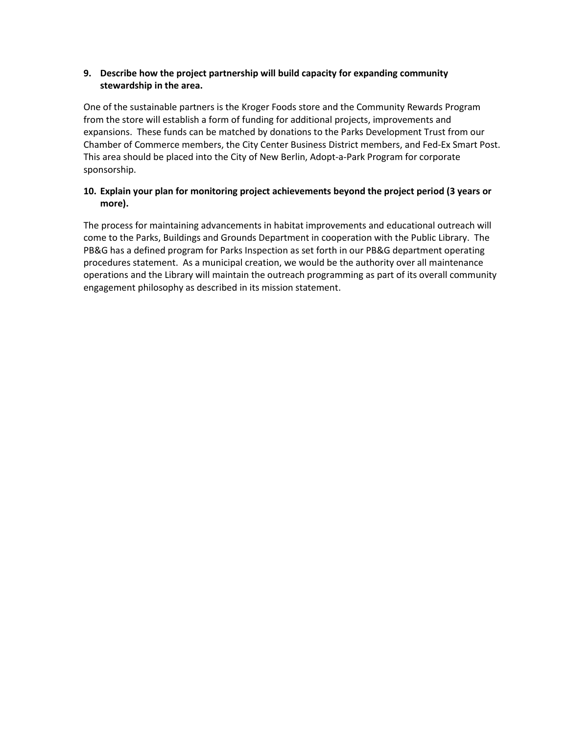**9. Describe how the project partnership will build capacity for expanding community stewardship in the area.**

One of the sustainable partners is the Kroger Foods store and the Community Rewards Program from the store will establish a form of funding for additional projects, improvements and expansions. These funds can be matched by donations to the Parks Development Trust from our Chamber of Commerce members, the City Center Business District members, and Fed-Ex Smart Post. This area should be placed into the City of New Berlin, Adopt-a-Park Program for corporate sponsorship.

**10. Explain your plan for monitoring project achievements beyond the project period (3 years or more).**

The process for maintaining advancements in habitat improvements and educational outreach will come to the Parks, Buildings and Grounds Department in cooperation with the Public Library. The PB&G has a defined program for Parks Inspection as set forth in our PB&G department operating procedures statement. As a municipal creation, we would be the authority over all maintenance operations and the Library will maintain the outreach programming as part of its overall community engagement philosophy as described in its mission statement.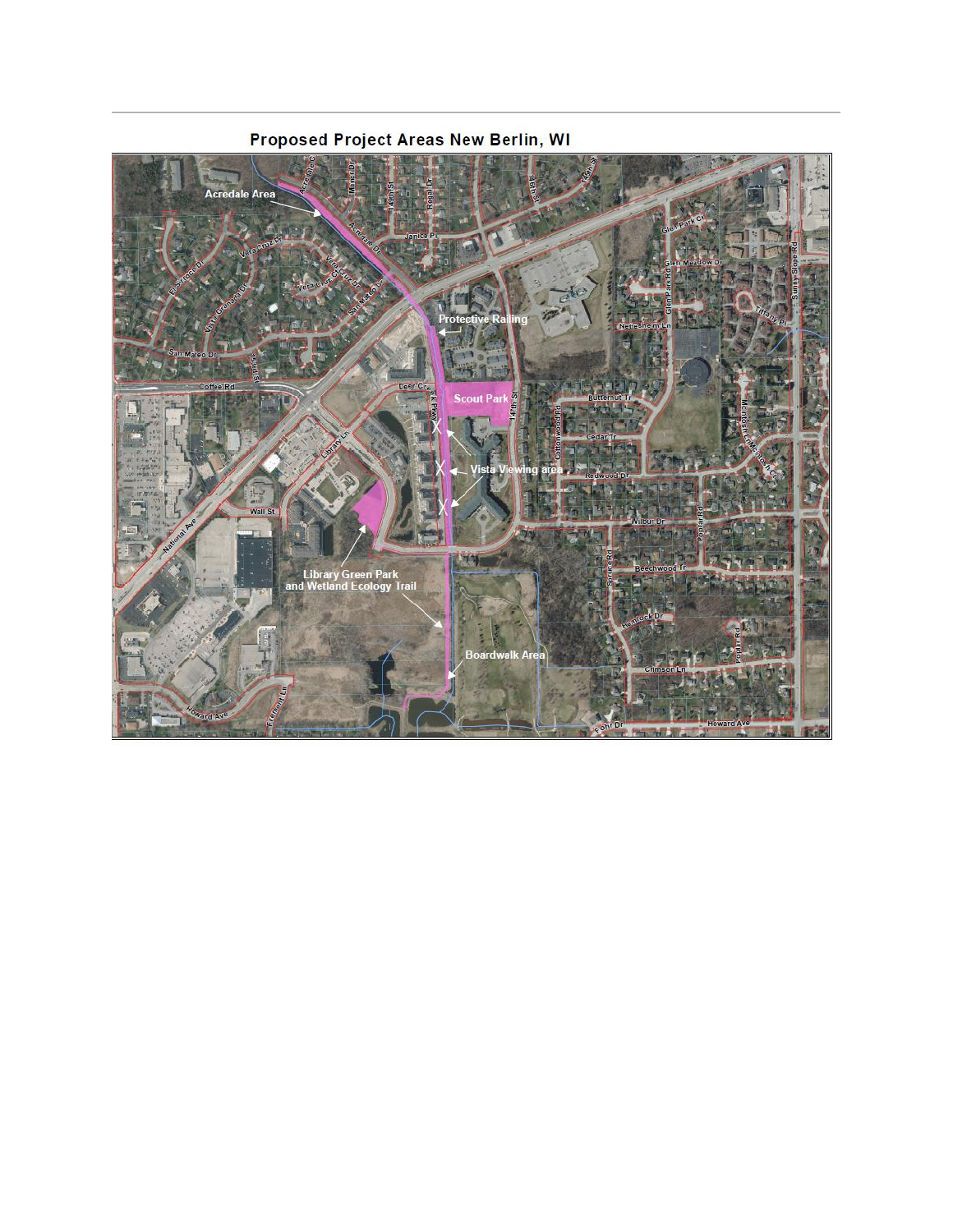Proposed Project Areas New Berlin, WI

Acredale Area

Protective Railing

Scout Park

Vista Viewing area

Library Green Park
and Wetland Ecology Trail

Boardwalk Area